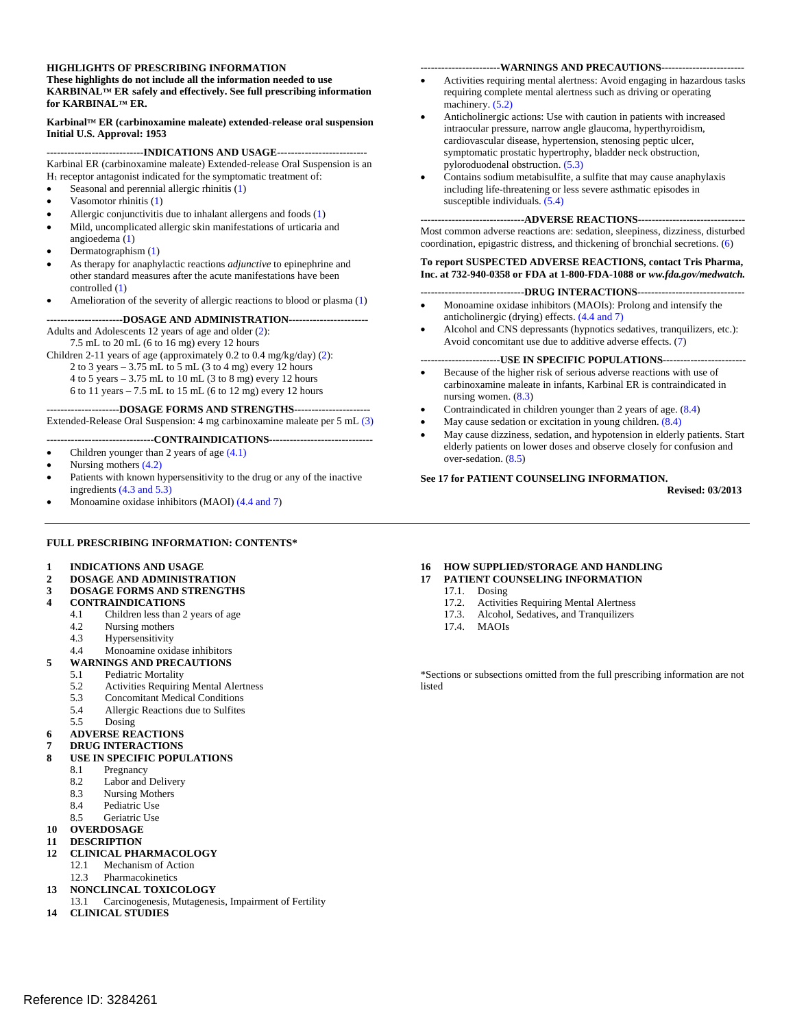**HIGHLIGHTS OF PRESCRIBING INFORMATION**
**These highlights do not include all the information needed to use KARBINAL™ ER safely and effectively. See full prescribing information for KARBINAL™ ER.**

**Karbinal™ ER (carbinoxamine maleate) extended-release oral suspension**
**Initial U.S. Approval: 1953**

**----------------------------INDICATIONS AND USAGE--------------------------**

Karbinal ER (carbinoxamine maleate) Extended-release Oral Suspension is an $H_1$ receptor antagonist indicated for the symptomatic treatment of:

- Seasonal and perennial allergic rhinitis (1)
- Vasomotor rhinitis (1)
- Allergic conjunctivitis due to inhalant allergens and foods (1)
- Mild, uncomplicated allergic skin manifestations of urticaria and angioedema (1)
- Dermatographism (1)
- As therapy for anaphylactic reactions *adjunctive* to epinephrine and other standard measures after the acute manifestations have been controlled (1)
- Amelioration of the severity of allergic reactions to blood or plasma (1)

**----------------------DOSAGE AND ADMINISTRATION----------------------**

Adults and Adolescents 12 years of age and older (2):
7.5 mL to 20 mL (6 to 16 mg) every 12 hours

Children 2-11 years of age (approximately 0.2 to 0.4 mg/kg/day) (2):
2 to 3 years – 3.75 mL to 5 mL (3 to 4 mg) every 12 hours
4 to 5 years – 3.75 mL to 10 mL (3 to 8 mg) every 12 hours
6 to 11 years – 7.5 mL to 15 mL (6 to 12 mg) every 12 hours

**---------------------DOSAGE FORMS AND STRENGTHS----------------------**

Extended-Release Oral Suspension: 4 mg carbinoxamine maleate per 5 mL (3)

**-------------------------------CONTRAINDICATIONS------------------------------**

- Children younger than 2 years of age (4.1)
- Nursing mothers (4.2)
- Patients with known hypersensitivity to the drug or any of the inactive ingredients (4.3 and 5.3)
- Monoamine oxidase inhibitors (MAOI) (4.4 and 7)

**-----------------------WARNINGS AND PRECAUTIONS------------------------**

- Activities requiring mental alertness: Avoid engaging in hazardous tasks requiring complete mental alertness such as driving or operating machinery. (5.2)
- Anticholinergic actions: Use with caution in patients with increased intraocular pressure, narrow angle glaucoma, hyperthyroidism, cardiovascular disease, hypertension, stenosing peptic ulcer, symptomatic prostatic hypertrophy, bladder neck obstruction, pyloroduodenal obstruction. (5.3)
- Contains sodium metabisulfite, a sulfite that may cause anaphylaxis including life-threatening or less severe asthmatic episodes in susceptible individuals. (5.4)

**------------------------------ADVERSE REACTIONS-------------------------------**

Most common adverse reactions are: sedation, sleepiness, dizziness, disturbed coordination, epigastric distress, and thickening of bronchial secretions. (6)

**To report SUSPECTED ADVERSE REACTIONS, contact Tris Pharma, Inc. at 732-940-0358 or FDA at 1-800-FDA-1088 or *ww.fda.gov/medwatch.***

**-------------------------------DRUG INTERACTIONS-------------------------------**

- Monoamine oxidase inhibitors (MAOIs): Prolong and intensify the anticholinergic (drying) effects. (4.4 and 7)
- Alcohol and CNS depressants (hypnotics sedatives, tranquilizers, etc.): Avoid concomitant use due to additive adverse effects. (7)

**-----------------------USE IN SPECIFIC POPULATIONS------------------------**

- Because of the higher risk of serious adverse reactions with use of carbinoxamine maleate in infants, Karbinal ER is contraindicated in nursing women. (8.3)
- Contraindicated in children younger than 2 years of age. (8.4)
- May cause sedation or excitation in young children. (8.4)
- May cause dizziness, sedation, and hypotension in elderly patients. Start elderly patients on lower doses and observe closely for confusion and over-sedation. (8.5)

**See 17 for PATIENT COUNSELING INFORMATION.**

**Revised: 03/2013**

---

**FULL PRESCRIBING INFORMATION: CONTENTS***

**1 INDICATIONS AND USAGE**
**2 DOSAGE AND ADMINISTRATION**
**3 DOSAGE FORMS AND STRENGTHS**
**4 CONTRAINDICATIONS**
- 4.1 Children less than 2 years of age
- 4.2 Nursing mothers
- 4.3 Hypersensitivity
- 4.4 Monoamine oxidase inhibitors

**5 WARNINGS AND PRECAUTIONS**
- 5.1 Pediatric Mortality
- 5.2 Activities Requiring Mental Alertness
- 5.3 Concomitant Medical Conditions
- 5.4 Allergic Reactions due to Sulfites
- 5.5 Dosing

**6 ADVERSE REACTIONS**
**7 DRUG INTERACTIONS**
**8 USE IN SPECIFIC POPULATIONS**
- 8.1 Pregnancy
- 8.2 Labor and Delivery
- 8.3 Nursing Mothers
- 8.4 Pediatric Use
- 8.5 Geriatric Use

**10 OVERDOSAGE**
**11 DESCRIPTION**
**12 CLINICAL PHARMACOLOGY**
- 12.1 Mechanism of Action
- 12.3 Pharmacokinetics

**13 NONCLINCAL TOXICOLOGY**
- 13.1 Carcinogenesis, Mutagenesis, Impairment of Fertility

**14 CLINICAL STUDIES**
**16 HOW SUPPLIED/STORAGE AND HANDLING**
**17 PATIENT COUNSELING INFORMATION**
- 17.1. Dosing
- 17.2. Activities Requiring Mental Alertness
- 17.3. Alcohol, Sedatives, and Tranquilizers
- 17.4. MAOIs

*Sections or subsections omitted from the full prescribing information are not listed

Reference ID: 3284261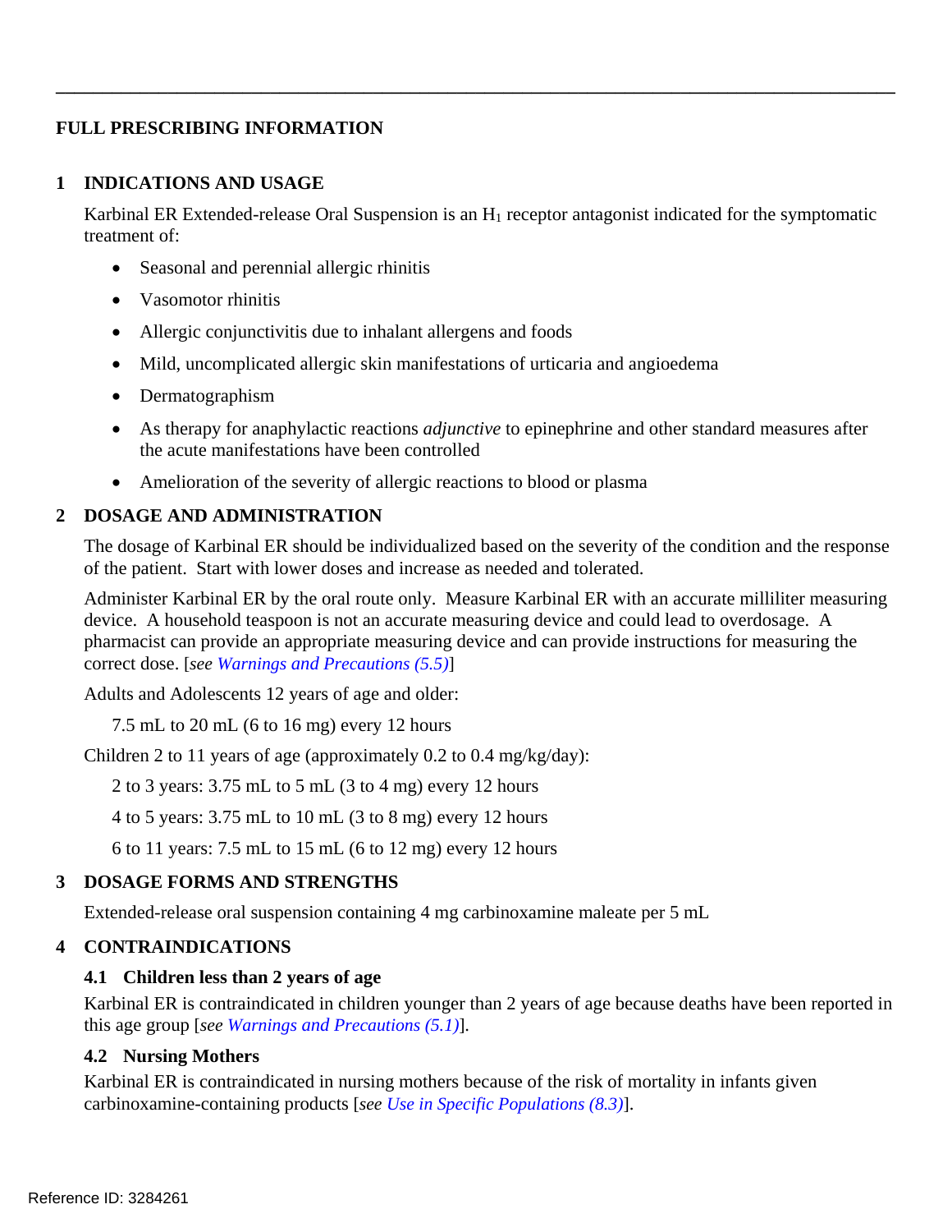# FULL PRESCRIBING INFORMATION

## 1 INDICATIONS AND USAGE

Karbinal ER Extended-release Oral Suspension is an $H_1$ receptor antagonist indicated for the symptomatic treatment of:

- Seasonal and perennial allergic rhinitis
- Vasomotor rhinitis
- Allergic conjunctivitis due to inhalant allergens and foods
- Mild, uncomplicated allergic skin manifestations of urticaria and angioedema
- Dermatographism
- As therapy for anaphylactic reactions *adjunctive* to epinephrine and other standard measures after the acute manifestations have been controlled
- Amelioration of the severity of allergic reactions to blood or plasma

## 2 DOSAGE AND ADMINISTRATION

The dosage of Karbinal ER should be individualized based on the severity of the condition and the response of the patient. Start with lower doses and increase as needed and tolerated.

Administer Karbinal ER by the oral route only. Measure Karbinal ER with an accurate milliliter measuring device. A household teaspoon is not an accurate measuring device and could lead to overdosage. A pharmacist can provide an appropriate measuring device and can provide instructions for measuring the correct dose. [*see Warnings and Precautions (5.5)*]

Adults and Adolescents 12 years of age and older:

7.5 mL to 20 mL (6 to 16 mg) every 12 hours

Children 2 to 11 years of age (approximately 0.2 to 0.4 mg/kg/day):

2 to 3 years: 3.75 mL to 5 mL (3 to 4 mg) every 12 hours

4 to 5 years: 3.75 mL to 10 mL (3 to 8 mg) every 12 hours

6 to 11 years: 7.5 mL to 15 mL (6 to 12 mg) every 12 hours

## 3 DOSAGE FORMS AND STRENGTHS

Extended-release oral suspension containing 4 mg carbinoxamine maleate per 5 mL

## 4 CONTRAINDICATIONS

### 4.1 Children less than 2 years of age

Karbinal ER is contraindicated in children younger than 2 years of age because deaths have been reported in this age group [*see Warnings and Precautions (5.1)*].

### 4.2 Nursing Mothers

Karbinal ER is contraindicated in nursing mothers because of the risk of mortality in infants given carbinoxamine-containing products [*see Use in Specific Populations (8.3)*].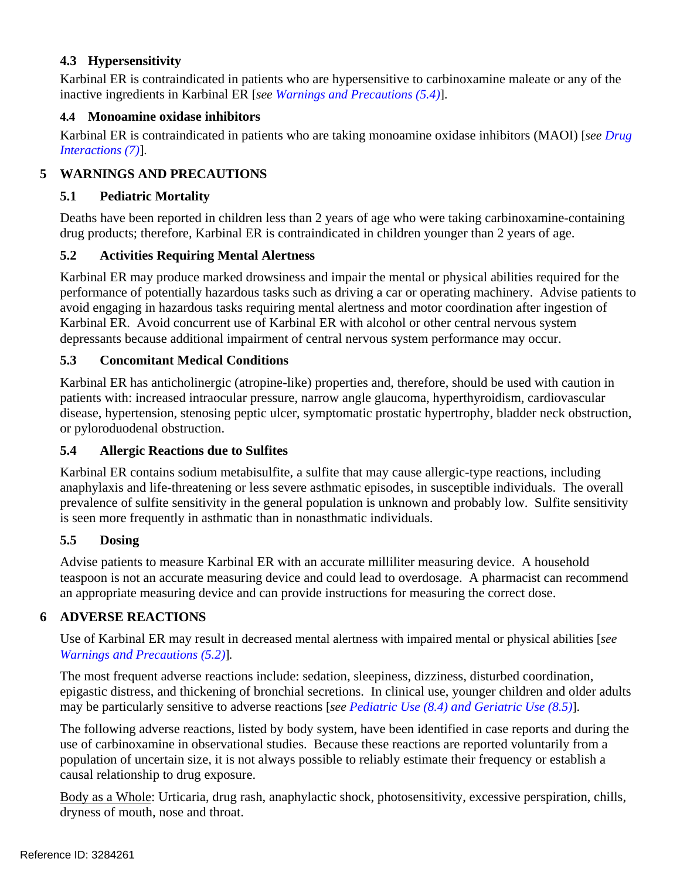### 4.3 Hypersensitivity

Karbinal ER is contraindicated in patients who are hypersensitive to carbinoxamine maleate or any of the inactive ingredients in Karbinal ER [*see Warnings and Precautions (5.4)*].

### 4.4 Monoamine oxidase inhibitors

Karbinal ER is contraindicated in patients who are taking monoamine oxidase inhibitors (MAOI) [*see Drug Interactions (7)*].

## 5 WARNINGS AND PRECAUTIONS

### 5.1 Pediatric Mortality

Deaths have been reported in children less than 2 years of age who were taking carbinoxamine-containing drug products; therefore, Karbinal ER is contraindicated in children younger than 2 years of age.

### 5.2 Activities Requiring Mental Alertness

Karbinal ER may produce marked drowsiness and impair the mental or physical abilities required for the performance of potentially hazardous tasks such as driving a car or operating machinery. Advise patients to avoid engaging in hazardous tasks requiring mental alertness and motor coordination after ingestion of Karbinal ER. Avoid concurrent use of Karbinal ER with alcohol or other central nervous system depressants because additional impairment of central nervous system performance may occur.

### 5.3 Concomitant Medical Conditions

Karbinal ER has anticholinergic (atropine-like) properties and, therefore, should be used with caution in patients with: increased intraocular pressure, narrow angle glaucoma, hyperthyroidism, cardiovascular disease, hypertension, stenosing peptic ulcer, symptomatic prostatic hypertrophy, bladder neck obstruction, or pyloroduodenal obstruction.

### 5.4 Allergic Reactions due to Sulfites

Karbinal ER contains sodium metabisulfite, a sulfite that may cause allergic-type reactions, including anaphylaxis and life-threatening or less severe asthmatic episodes, in susceptible individuals. The overall prevalence of sulfite sensitivity in the general population is unknown and probably low. Sulfite sensitivity is seen more frequently in asthmatic than in nonasthmatic individuals.

### 5.5 Dosing

Advise patients to measure Karbinal ER with an accurate milliliter measuring device. A household teaspoon is not an accurate measuring device and could lead to overdosage. A pharmacist can recommend an appropriate measuring device and can provide instructions for measuring the correct dose.

## 6 ADVERSE REACTIONS

Use of Karbinal ER may result in decreased mental alertness with impaired mental or physical abilities [*see Warnings and Precautions (5.2)*].

The most frequent adverse reactions include: sedation, sleepiness, dizziness, disturbed coordination, epigastic distress, and thickening of bronchial secretions. In clinical use, younger children and older adults may be particularly sensitive to adverse reactions [*see Pediatric Use (8.4) and Geriatric Use (8.5)*].

The following adverse reactions, listed by body system, have been identified in case reports and during the use of carbinoxamine in observational studies. Because these reactions are reported voluntarily from a population of uncertain size, it is not always possible to reliably estimate their frequency or establish a causal relationship to drug exposure.

Body as a Whole: Urticaria, drug rash, anaphylactic shock, photosensitivity, excessive perspiration, chills, dryness of mouth, nose and throat.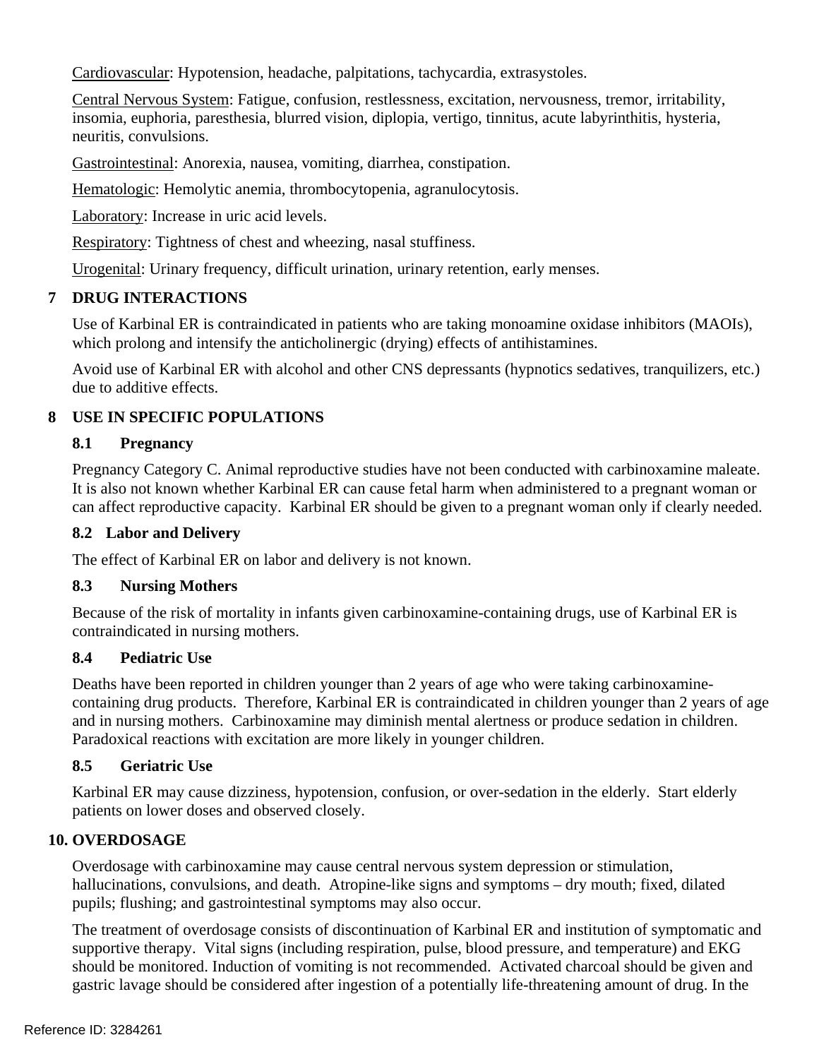Cardiovascular: Hypotension, headache, palpitations, tachycardia, extrasystoles.

Central Nervous System: Fatigue, confusion, restlessness, excitation, nervousness, tremor, irritability, insomia, euphoria, paresthesia, blurred vision, diplopia, vertigo, tinnitus, acute labyrinthitis, hysteria, neuritis, convulsions.

Gastrointestinal: Anorexia, nausea, vomiting, diarrhea, constipation.

Hematologic: Hemolytic anemia, thrombocytopenia, agranulocytosis.

Laboratory: Increase in uric acid levels.

Respiratory: Tightness of chest and wheezing, nasal stuffiness.

Urogenital: Urinary frequency, difficult urination, urinary retention, early menses.

## 7 DRUG INTERACTIONS

Use of Karbinal ER is contraindicated in patients who are taking monoamine oxidase inhibitors (MAOIs), which prolong and intensify the anticholinergic (drying) effects of antihistamines.

Avoid use of Karbinal ER with alcohol and other CNS depressants (hypnotics sedatives, tranquilizers, etc.) due to additive effects.

## 8 USE IN SPECIFIC POPULATIONS

### 8.1 Pregnancy

Pregnancy Category C. Animal reproductive studies have not been conducted with carbinoxamine maleate. It is also not known whether Karbinal ER can cause fetal harm when administered to a pregnant woman or can affect reproductive capacity. Karbinal ER should be given to a pregnant woman only if clearly needed.

### 8.2 Labor and Delivery

The effect of Karbinal ER on labor and delivery is not known.

### 8.3 Nursing Mothers

Because of the risk of mortality in infants given carbinoxamine-containing drugs, use of Karbinal ER is contraindicated in nursing mothers.

### 8.4 Pediatric Use

Deaths have been reported in children younger than 2 years of age who were taking carbinoxamine-containing drug products. Therefore, Karbinal ER is contraindicated in children younger than 2 years of age and in nursing mothers. Carbinoxamine may diminish mental alertness or produce sedation in children. Paradoxical reactions with excitation are more likely in younger children.

### 8.5 Geriatric Use

Karbinal ER may cause dizziness, hypotension, confusion, or over-sedation in the elderly. Start elderly patients on lower doses and observed closely.

## 10. OVERDOSAGE

Overdosage with carbinoxamine may cause central nervous system depression or stimulation, hallucinations, convulsions, and death. Atropine-like signs and symptoms – dry mouth; fixed, dilated pupils; flushing; and gastrointestinal symptoms may also occur.

The treatment of overdosage consists of discontinuation of Karbinal ER and institution of symptomatic and supportive therapy. Vital signs (including respiration, pulse, blood pressure, and temperature) and EKG should be monitored. Induction of vomiting is not recommended. Activated charcoal should be given and gastric lavage should be considered after ingestion of a potentially life-threatening amount of drug. In the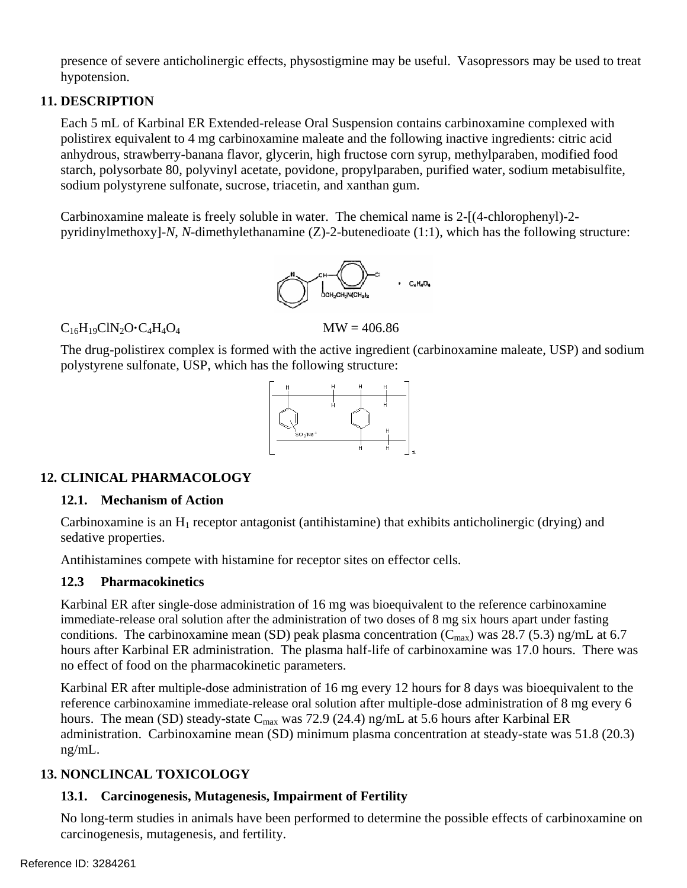presence of severe anticholinergic effects, physostigmine may be useful. Vasopressors may be used to treat hypotension.

## 11. DESCRIPTION

Each 5 mL of Karbinal ER Extended-release Oral Suspension contains carbinoxamine complexed with polistirex equivalent to 4 mg carbinoxamine maleate and the following inactive ingredients: citric acid anhydrous, strawberry-banana flavor, glycerin, high fructose corn syrup, methylparaben, modified food starch, polysorbate 80, polyvinyl acetate, povidone, propylparaben, purified water, sodium metabisulfite, sodium polystyrene sulfonate, sucrose, triacetin, and xanthan gum.

Carbinoxamine maleate is freely soluble in water. The chemical name is 2-[(4-chlorophenyl)-2-pyridinylmethoxy]-*N*, *N*-dimethylethanamine (Z)-2-butenedioate (1:1), which has the following structure:

$C_{16}H_{19}ClN_2O{\cdot}C_4H_4O_4$ MW = 406.86

The drug-polistirex complex is formed with the active ingredient (carbinoxamine maleate, USP) and sodium polystyrene sulfonate, USP, which has the following structure:

## 12. CLINICAL PHARMACOLOGY

### 12.1. Mechanism of Action

Carbinoxamine is an $H_1$ receptor antagonist (antihistamine) that exhibits anticholinergic (drying) and sedative properties.

Antihistamines compete with histamine for receptor sites on effector cells.

### 12.3 Pharmacokinetics

Karbinal ER after single-dose administration of 16 mg was bioequivalent to the reference carbinoxamine immediate-release oral solution after the administration of two doses of 8 mg six hours apart under fasting conditions. The carbinoxamine mean (SD) peak plasma concentration ($C_{max}$) was 28.7 (5.3) ng/mL at 6.7 hours after Karbinal ER administration. The plasma half-life of carbinoxamine was 17.0 hours. There was no effect of food on the pharmacokinetic parameters.

Karbinal ER after multiple-dose administration of 16 mg every 12 hours for 8 days was bioequivalent to the reference carbinoxamine immediate-release oral solution after multiple-dose administration of 8 mg every 6 hours. The mean (SD) steady-state $C_{max}$ was 72.9 (24.4) ng/mL at 5.6 hours after Karbinal ER administration. Carbinoxamine mean (SD) minimum plasma concentration at steady-state was 51.8 (20.3) ng/mL.

## 13. NONCLINCAL TOXICOLOGY

### 13.1. Carcinogenesis, Mutagenesis, Impairment of Fertility

No long-term studies in animals have been performed to determine the possible effects of carbinoxamine on carcinogenesis, mutagenesis, and fertility.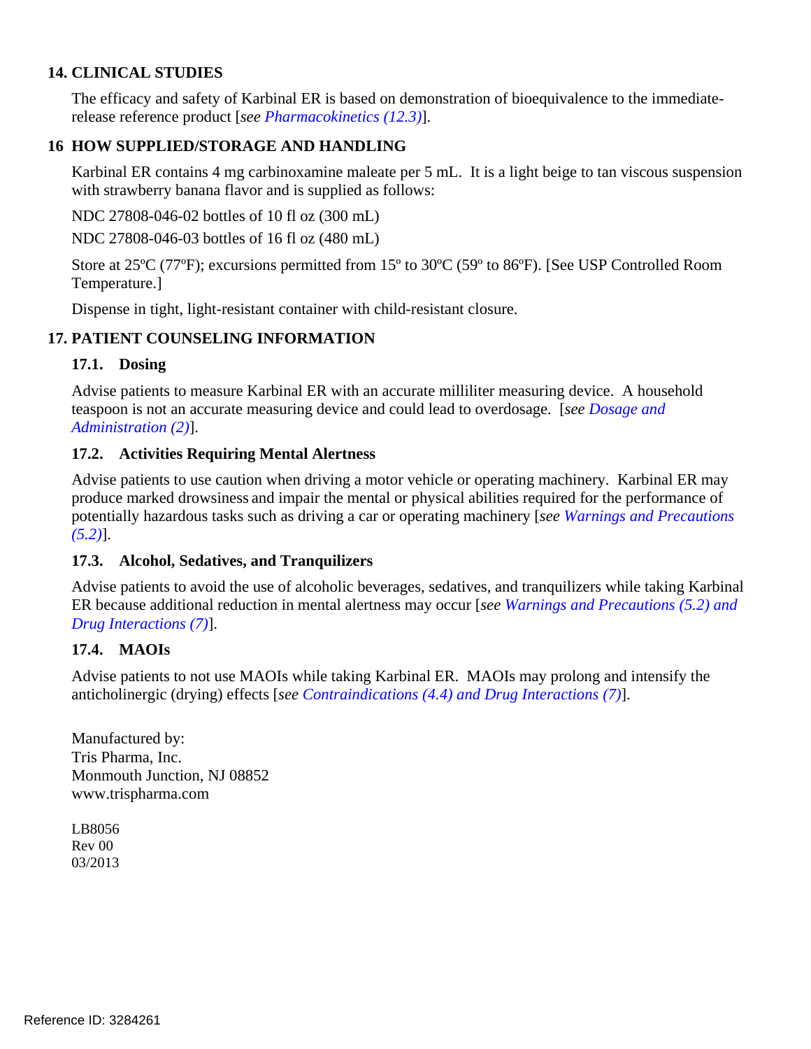## 14. CLINICAL STUDIES

The efficacy and safety of Karbinal ER is based on demonstration of bioequivalence to the immediate-release reference product [*see Pharmacokinetics (12.3)*].

## 16 HOW SUPPLIED/STORAGE AND HANDLING

Karbinal ER contains 4 mg carbinoxamine maleate per 5 mL. It is a light beige to tan viscous suspension with strawberry banana flavor and is supplied as follows:

NDC 27808-046-02 bottles of 10 fl oz (300 mL)

NDC 27808-046-03 bottles of 16 fl oz (480 mL)

Store at 25ºC (77ºF); excursions permitted from 15º to 30ºC (59º to 86ºF). [See USP Controlled Room Temperature.]

Dispense in tight, light-resistant container with child-resistant closure.

## 17. PATIENT COUNSELING INFORMATION

### 17.1. Dosing

Advise patients to measure Karbinal ER with an accurate milliliter measuring device. A household teaspoon is not an accurate measuring device and could lead to overdosage. [*see Dosage and Administration (2)*].

### 17.2. Activities Requiring Mental Alertness

Advise patients to use caution when driving a motor vehicle or operating machinery. Karbinal ER may produce marked drowsiness and impair the mental or physical abilities required for the performance of potentially hazardous tasks such as driving a car or operating machinery [*see Warnings and Precautions (5.2)*].

### 17.3. Alcohol, Sedatives, and Tranquilizers

Advise patients to avoid the use of alcoholic beverages, sedatives, and tranquilizers while taking Karbinal ER because additional reduction in mental alertness may occur [*see Warnings and Precautions (5.2) and Drug Interactions (7)*].

### 17.4. MAOIs

Advise patients to not use MAOIs while taking Karbinal ER. MAOIs may prolong and intensify the anticholinergic (drying) effects [*see Contraindications (4.4) and Drug Interactions (7)*].

Manufactured by:  
Tris Pharma, Inc.  
Monmouth Junction, NJ 08852  
www.trispharma.com

LB8056  
Rev 00  
03/2013